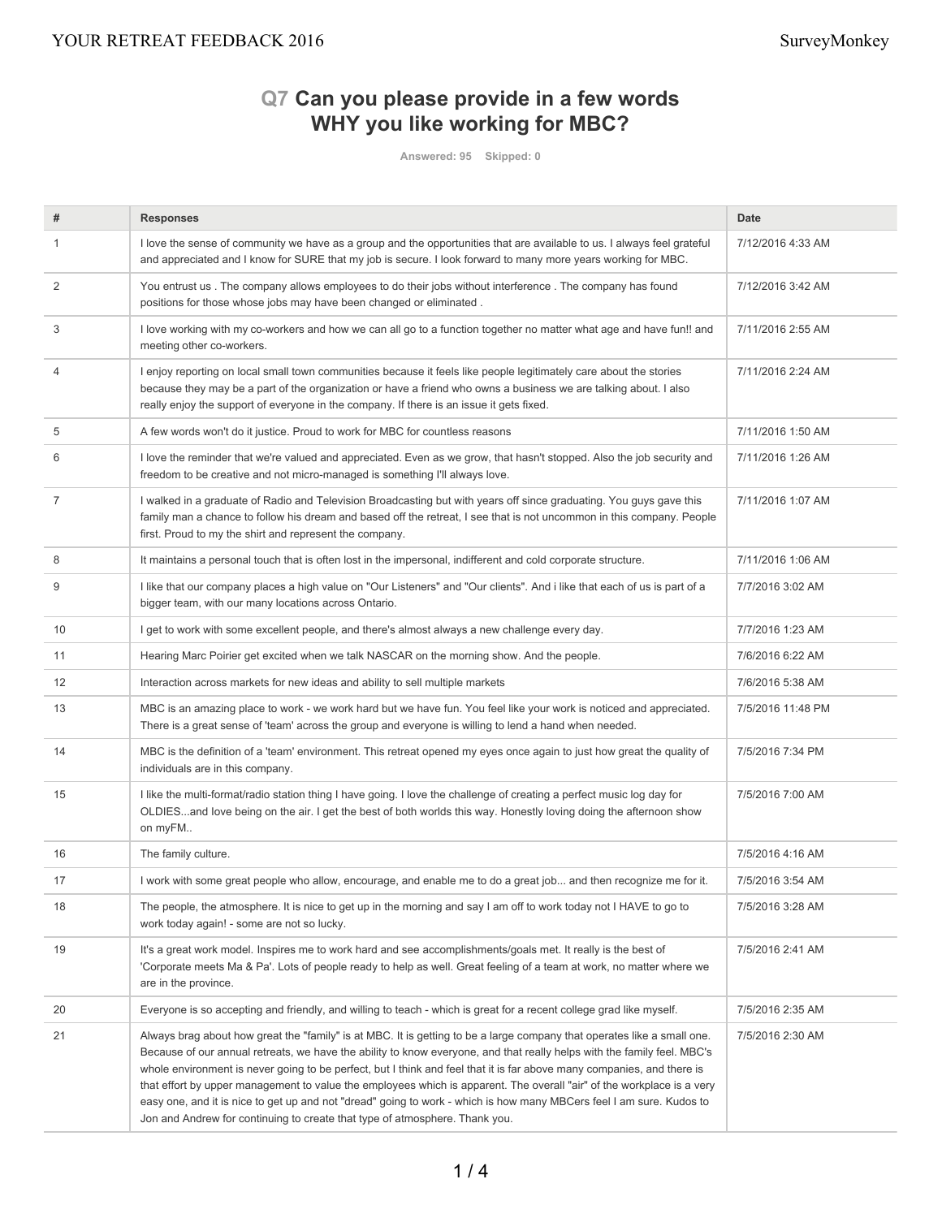## Q7 Can you please provide in a few words WHY you like working for MBC?

Answered: 95 Skipped: 0

| # | Responses | Date |
|---|---|---|
| 1 | I love the sense of community we have as a group and the opportunities that are available to us. I always feel grateful and appreciated and I know for SURE that my job is secure. I look forward to many more years working for MBC. | 7/12/2016 4:33 AM |
| 2 | You entrust us . The company allows employees to do their jobs without interference . The company has found positions for those whose jobs may have been changed or eliminated . | 7/12/2016 3:42 AM |
| 3 | I love working with my co-workers and how we can all go to a function together no matter what age and have fun!! and meeting other co-workers. | 7/11/2016 2:55 AM |
| 4 | I enjoy reporting on local small town communities because it feels like people legitimately care about the stories because they may be a part of the organization or have a friend who owns a business we are talking about. I also really enjoy the support of everyone in the company. If there is an issue it gets fixed. | 7/11/2016 2:24 AM |
| 5 | A few words won't do it justice. Proud to work for MBC for countless reasons | 7/11/2016 1:50 AM |
| 6 | I love the reminder that we're valued and appreciated. Even as we grow, that hasn't stopped. Also the job security and freedom to be creative and not micro-managed is something I'll always love. | 7/11/2016 1:26 AM |
| 7 | I walked in a graduate of Radio and Television Broadcasting but with years off since graduating. You guys gave this family man a chance to follow his dream and based off the retreat, I see that is not uncommon in this company. People first. Proud to my the shirt and represent the company. | 7/11/2016 1:07 AM |
| 8 | It maintains a personal touch that is often lost in the impersonal, indifferent and cold corporate structure. | 7/11/2016 1:06 AM |
| 9 | I like that our company places a high value on "Our Listeners" and "Our clients". And i like that each of us is part of a bigger team, with our many locations across Ontario. | 7/7/2016 3:02 AM |
| 10 | I get to work with some excellent people, and there's almost always a new challenge every day. | 7/7/2016 1:23 AM |
| 11 | Hearing Marc Poirier get excited when we talk NASCAR on the morning show. And the people. | 7/6/2016 6:22 AM |
| 12 | Interaction across markets for new ideas and ability to sell multiple markets | 7/6/2016 5:38 AM |
| 13 | MBC is an amazing place to work - we work hard but we have fun. You feel like your work is noticed and appreciated. There is a great sense of 'team' across the group and everyone is willing to lend a hand when needed. | 7/5/2016 11:48 PM |
| 14 | MBC is the definition of a 'team' environment. This retreat opened my eyes once again to just how great the quality of individuals are in this company. | 7/5/2016 7:34 PM |
| 15 | I like the multi-format/radio station thing I have going. I love the challenge of creating a perfect music log day for OLDIES...and love being on the air. I get the best of both worlds this way. Honestly loving doing the afternoon show on myFM.. | 7/5/2016 7:00 AM |
| 16 | The family culture. | 7/5/2016 4:16 AM |
| 17 | I work with some great people who allow, encourage, and enable me to do a great job... and then recognize me for it. | 7/5/2016 3:54 AM |
| 18 | The people, the atmosphere. It is nice to get up in the morning and say I am off to work today not I HAVE to go to work today again! - some are not so lucky. | 7/5/2016 3:28 AM |
| 19 | It's a great work model. Inspires me to work hard and see accomplishments/goals met. It really is the best of 'Corporate meets Ma & Pa'. Lots of people ready to help as well. Great feeling of a team at work, no matter where we are in the province. | 7/5/2016 2:41 AM |
| 20 | Everyone is so accepting and friendly, and willing to teach - which is great for a recent college grad like myself. | 7/5/2016 2:35 AM |
| 21 | Always brag about how great the "family" is at MBC. It is getting to be a large company that operates like a small one. Because of our annual retreats, we have the ability to know everyone, and that really helps with the family feel. MBC's whole environment is never going to be perfect, but I think and feel that it is far above many companies, and there is that effort by upper management to value the employees which is apparent. The overall "air" of the workplace is a very easy one, and it is nice to get up and not "dread" going to work - which is how many MBCers feel I am sure. Kudos to Jon and Andrew for continuing to create that type of atmosphere. Thank you. | 7/5/2016 2:30 AM |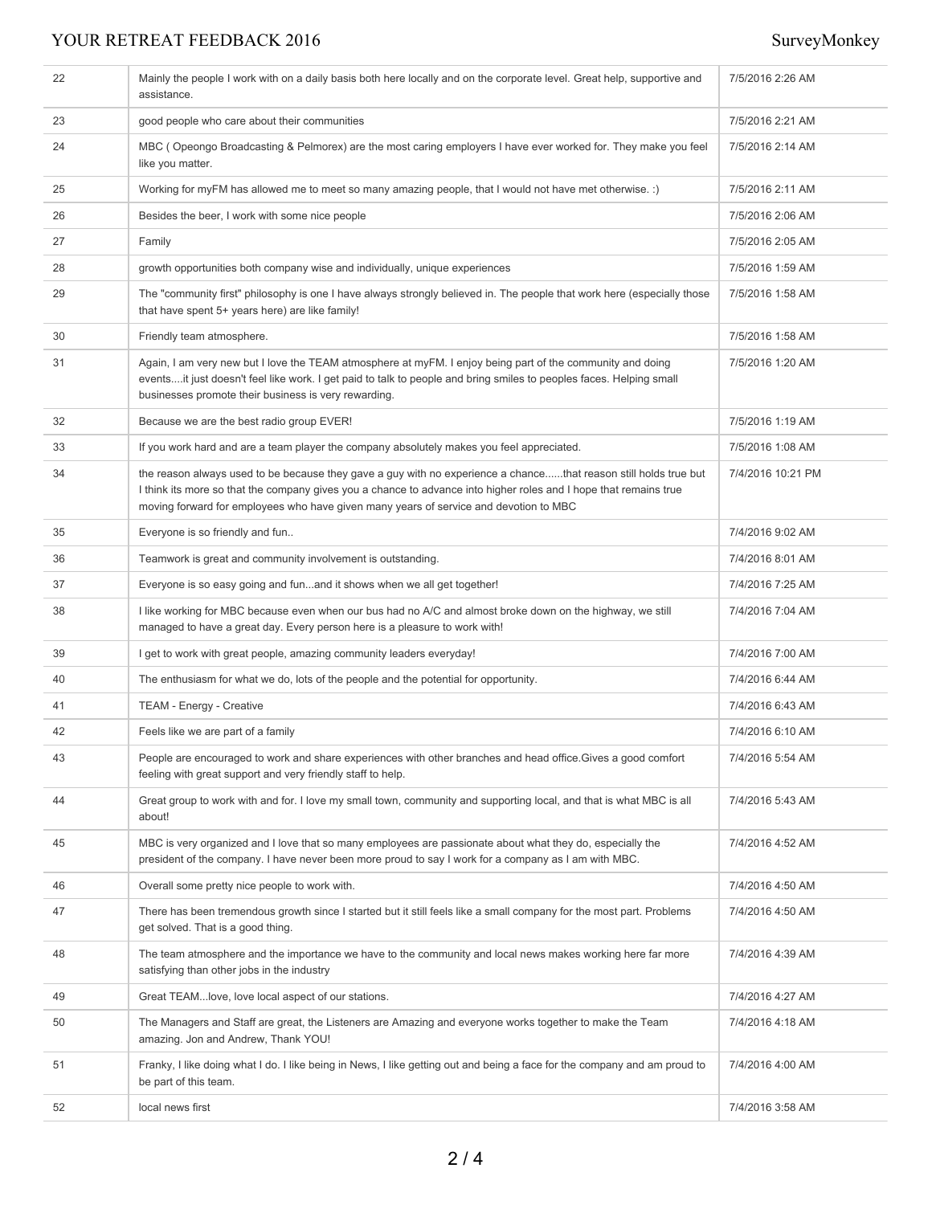| | | |
|---|---|---|
| 22 | Mainly the people I work with on a daily basis both here locally and on the corporate level. Great help, supportive and assistance. | 7/5/2016 2:26 AM |
| 23 | good people who care about their communities | 7/5/2016 2:21 AM |
| 24 | MBC ( Opeongo Broadcasting & Pelmorex) are the most caring employers I have ever worked for. They make you feel like you matter. | 7/5/2016 2:14 AM |
| 25 | Working for myFM has allowed me to meet so many amazing people, that I would not have met otherwise. :) | 7/5/2016 2:11 AM |
| 26 | Besides the beer, I work with some nice people | 7/5/2016 2:06 AM |
| 27 | Family | 7/5/2016 2:05 AM |
| 28 | growth opportunities both company wise and individually, unique experiences | 7/5/2016 1:59 AM |
| 29 | The "community first" philosophy is one I have always strongly believed in. The people that work here (especially those that have spent 5+ years here) are like family! | 7/5/2016 1:58 AM |
| 30 | Friendly team atmosphere. | 7/5/2016 1:58 AM |
| 31 | Again, I am very new but I love the TEAM atmosphere at myFM. I enjoy being part of the community and doing events....it just doesn't feel like work. I get paid to talk to people and bring smiles to peoples faces. Helping small businesses promote their business is very rewarding. | 7/5/2016 1:20 AM |
| 32 | Because we are the best radio group EVER! | 7/5/2016 1:19 AM |
| 33 | If you work hard and are a team player the company absolutely makes you feel appreciated. | 7/5/2016 1:08 AM |
| 34 | the reason always used to be because they gave a guy with no experience a chance......that reason still holds true but I think its more so that the company gives you a chance to advance into higher roles and I hope that remains true moving forward for employees who have given many years of service and devotion to MBC | 7/4/2016 10:21 PM |
| 35 | Everyone is so friendly and fun.. | 7/4/2016 9:02 AM |
| 36 | Teamwork is great and community involvement is outstanding. | 7/4/2016 8:01 AM |
| 37 | Everyone is so easy going and fun...and it shows when we all get together! | 7/4/2016 7:25 AM |
| 38 | I like working for MBC because even when our bus had no A/C and almost broke down on the highway, we still managed to have a great day. Every person here is a pleasure to work with! | 7/4/2016 7:04 AM |
| 39 | I get to work with great people, amazing community leaders everyday! | 7/4/2016 7:00 AM |
| 40 | The enthusiasm for what we do, lots of the people and the potential for opportunity. | 7/4/2016 6:44 AM |
| 41 | TEAM - Energy - Creative | 7/4/2016 6:43 AM |
| 42 | Feels like we are part of a family | 7/4/2016 6:10 AM |
| 43 | People are encouraged to work and share experiences with other branches and head office.Gives a good comfort feeling with great support and very friendly staff to help. | 7/4/2016 5:54 AM |
| 44 | Great group to work with and for. I love my small town, community and supporting local, and that is what MBC is all about! | 7/4/2016 5:43 AM |
| 45 | MBC is very organized and I love that so many employees are passionate about what they do, especially the president of the company. I have never been more proud to say I work for a company as I am with MBC. | 7/4/2016 4:52 AM |
| 46 | Overall some pretty nice people to work with. | 7/4/2016 4:50 AM |
| 47 | There has been tremendous growth since I started but it still feels like a small company for the most part. Problems get solved. That is a good thing. | 7/4/2016 4:50 AM |
| 48 | The team atmosphere and the importance we have to the community and local news makes working here far more satisfying than other jobs in the industry | 7/4/2016 4:39 AM |
| 49 | Great TEAM...love, love local aspect of our stations. | 7/4/2016 4:27 AM |
| 50 | The Managers and Staff are great, the Listeners are Amazing and everyone works together to make the Team amazing. Jon and Andrew, Thank YOU! | 7/4/2016 4:18 AM |
| 51 | Franky, I like doing what I do. I like being in News, I like getting out and being a face for the company and am proud to be part of this team. | 7/4/2016 4:00 AM |
| 52 | local news first | 7/4/2016 3:58 AM |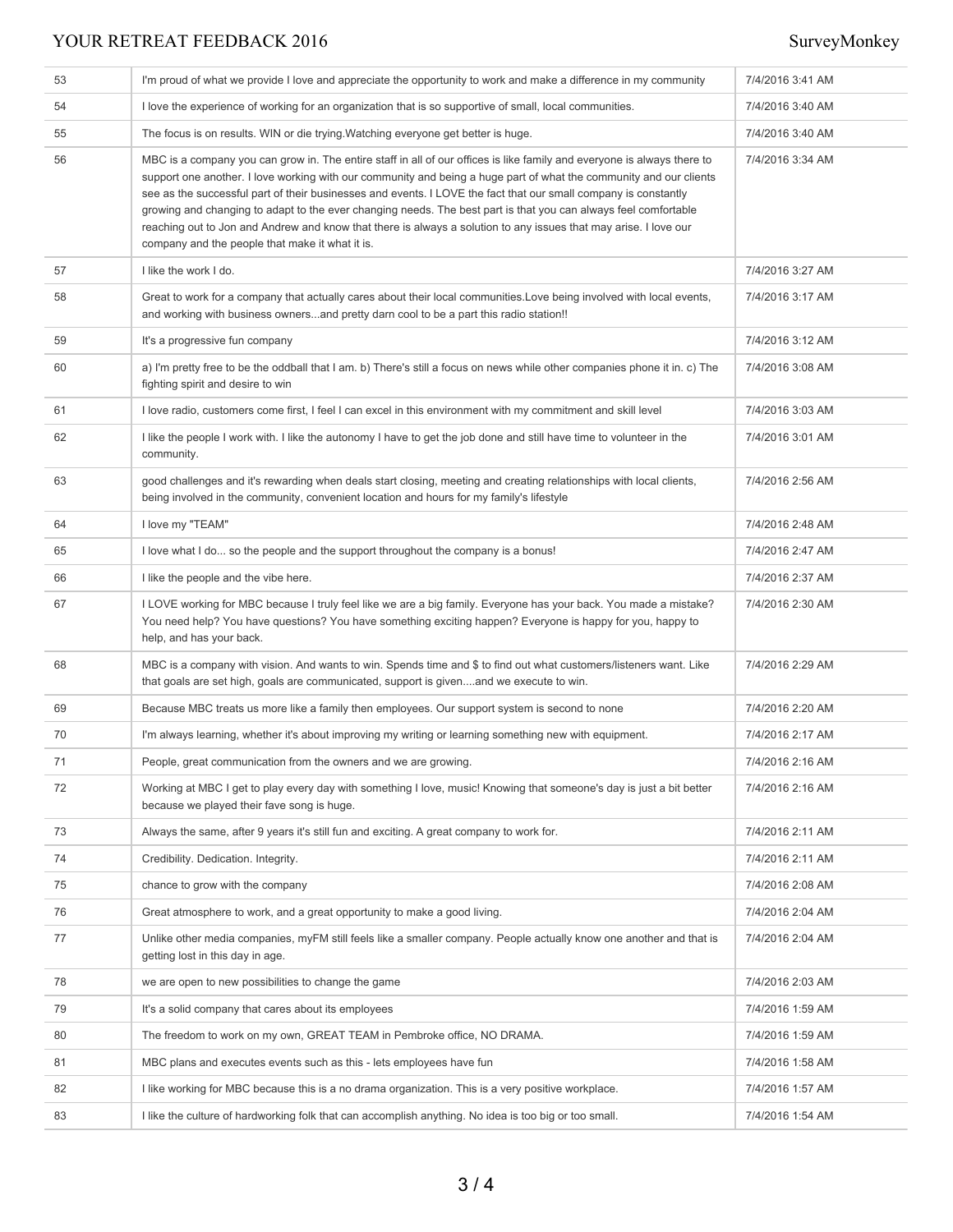| | | |
|---|---|---|
| 53 | I'm proud of what we provide I love and appreciate the opportunity to work and make a difference in my community | 7/4/2016 3:41 AM |
| 54 | I love the experience of working for an organization that is so supportive of small, local communities. | 7/4/2016 3:40 AM |
| 55 | The focus is on results. WIN or die trying.Watching everyone get better is huge. | 7/4/2016 3:40 AM |
| 56 | MBC is a company you can grow in. The entire staff in all of our offices is like family and everyone is always there to support one another. I love working with our community and being a huge part of what the community and our clients see as the successful part of their businesses and events. I LOVE the fact that our small company is constantly growing and changing to adapt to the ever changing needs. The best part is that you can always feel comfortable reaching out to Jon and Andrew and know that there is always a solution to any issues that may arise. I love our company and the people that make it what it is. | 7/4/2016 3:34 AM |
| 57 | I like the work I do. | 7/4/2016 3:27 AM |
| 58 | Great to work for a company that actually cares about their local communities.Love being involved with local events, and working with business owners...and pretty darn cool to be a part this radio station!! | 7/4/2016 3:17 AM |
| 59 | It's a progressive fun company | 7/4/2016 3:12 AM |
| 60 | a) I'm pretty free to be the oddball that I am. b) There's still a focus on news while other companies phone it in. c) The fighting spirit and desire to win | 7/4/2016 3:08 AM |
| 61 | I love radio, customers come first, I feel I can excel in this environment with my commitment and skill level | 7/4/2016 3:03 AM |
| 62 | I like the people I work with. I like the autonomy I have to get the job done and still have time to volunteer in the community. | 7/4/2016 3:01 AM |
| 63 | good challenges and it's rewarding when deals start closing, meeting and creating relationships with local clients, being involved in the community, convenient location and hours for my family's lifestyle | 7/4/2016 2:56 AM |
| 64 | I love my "TEAM" | 7/4/2016 2:48 AM |
| 65 | I love what I do... so the people and the support throughout the company is a bonus! | 7/4/2016 2:47 AM |
| 66 | I like the people and the vibe here. | 7/4/2016 2:37 AM |
| 67 | I LOVE working for MBC because I truly feel like we are a big family. Everyone has your back. You made a mistake? You need help? You have questions? You have something exciting happen? Everyone is happy for you, happy to help, and has your back. | 7/4/2016 2:30 AM |
| 68 | MBC is a company with vision. And wants to win. Spends time and $ to find out what customers/listeners want. Like that goals are set high, goals are communicated, support is given....and we execute to win. | 7/4/2016 2:29 AM |
| 69 | Because MBC treats us more like a family then employees. Our support system is second to none | 7/4/2016 2:20 AM |
| 70 | I'm always learning, whether it's about improving my writing or learning something new with equipment. | 7/4/2016 2:17 AM |
| 71 | People, great communication from the owners and we are growing. | 7/4/2016 2:16 AM |
| 72 | Working at MBC I get to play every day with something I love, music! Knowing that someone's day is just a bit better because we played their fave song is huge. | 7/4/2016 2:16 AM |
| 73 | Always the same, after 9 years it's still fun and exciting. A great company to work for. | 7/4/2016 2:11 AM |
| 74 | Credibility. Dedication. Integrity. | 7/4/2016 2:11 AM |
| 75 | chance to grow with the company | 7/4/2016 2:08 AM |
| 76 | Great atmosphere to work, and a great opportunity to make a good living. | 7/4/2016 2:04 AM |
| 77 | Unlike other media companies, myFM still feels like a smaller company. People actually know one another and that is getting lost in this day in age. | 7/4/2016 2:04 AM |
| 78 | we are open to new possibilities to change the game | 7/4/2016 2:03 AM |
| 79 | It's a solid company that cares about its employees | 7/4/2016 1:59 AM |
| 80 | The freedom to work on my own, GREAT TEAM in Pembroke office, NO DRAMA. | 7/4/2016 1:59 AM |
| 81 | MBC plans and executes events such as this - lets employees have fun | 7/4/2016 1:58 AM |
| 82 | I like working for MBC because this is a no drama organization. This is a very positive workplace. | 7/4/2016 1:57 AM |
| 83 | I like the culture of hardworking folk that can accomplish anything. No idea is too big or too small. | 7/4/2016 1:54 AM |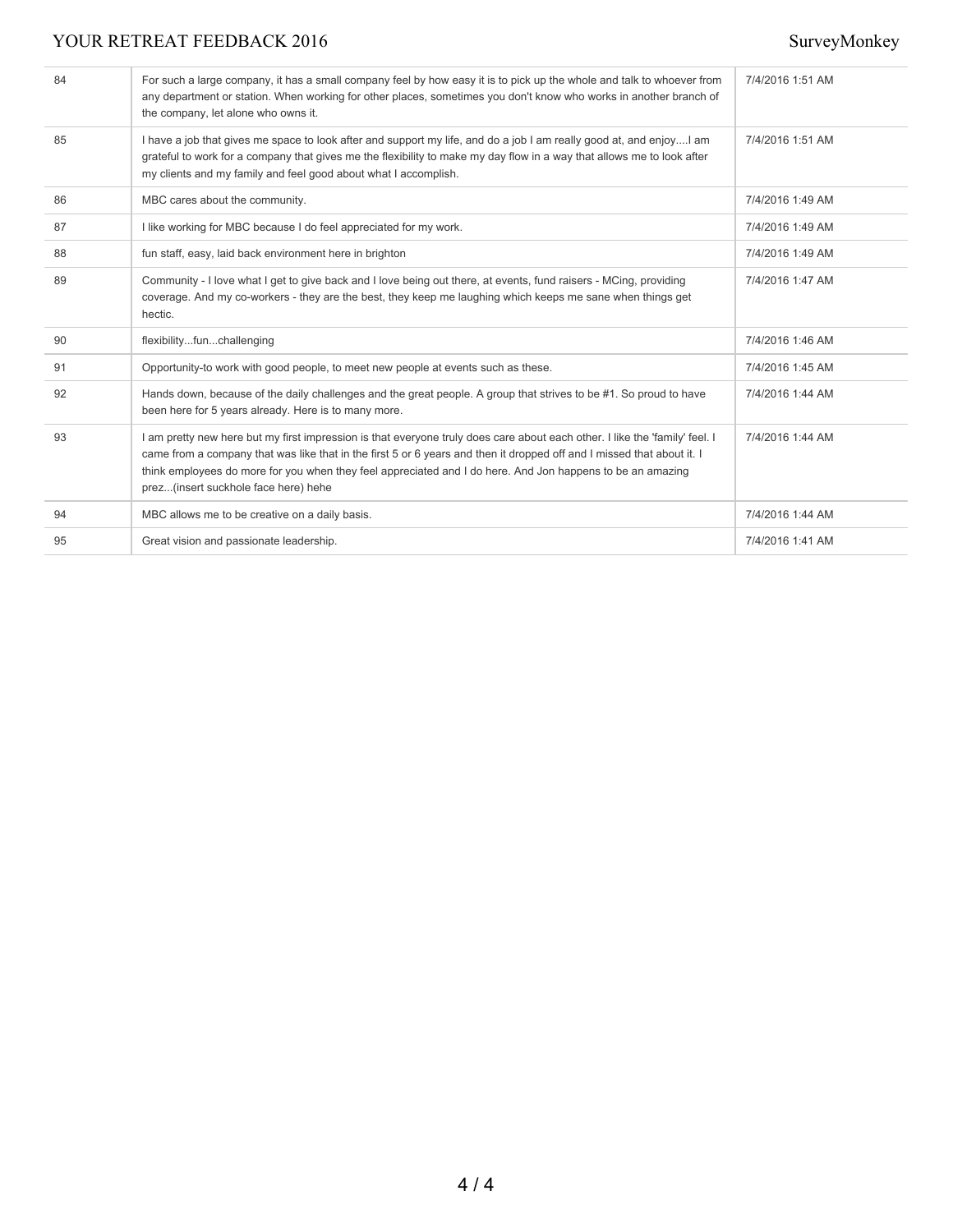| | | |
|---|---|---|
| 84 | For such a large company, it has a small company feel by how easy it is to pick up the whole and talk to whoever from any department or station. When working for other places, sometimes you don't know who works in another branch of the company, let alone who owns it. | 7/4/2016 1:51 AM |
| 85 | I have a job that gives me space to look after and support my life, and do a job I am really good at, and enjoy....I am grateful to work for a company that gives me the flexibility to make my day flow in a way that allows me to look after my clients and my family and feel good about what I accomplish. | 7/4/2016 1:51 AM |
| 86 | MBC cares about the community. | 7/4/2016 1:49 AM |
| 87 | I like working for MBC because I do feel appreciated for my work. | 7/4/2016 1:49 AM |
| 88 | fun staff, easy, laid back environment here in brighton | 7/4/2016 1:49 AM |
| 89 | Community - I love what I get to give back and I love being out there, at events, fund raisers - MCing, providing coverage. And my co-workers - they are the best, they keep me laughing which keeps me sane when things get hectic. | 7/4/2016 1:47 AM |
| 90 | flexibility...fun...challenging | 7/4/2016 1:46 AM |
| 91 | Opportunity-to work with good people, to meet new people at events such as these. | 7/4/2016 1:45 AM |
| 92 | Hands down, because of the daily challenges and the great people. A group that strives to be #1. So proud to have been here for 5 years already. Here is to many more. | 7/4/2016 1:44 AM |
| 93 | I am pretty new here but my first impression is that everyone truly does care about each other. I like the 'family' feel. I came from a company that was like that in the first 5 or 6 years and then it dropped off and I missed that about it. I think employees do more for you when they feel appreciated and I do here. And Jon happens to be an amazing prez...(insert suckhole face here) hehe | 7/4/2016 1:44 AM |
| 94 | MBC allows me to be creative on a daily basis. | 7/4/2016 1:44 AM |
| 95 | Great vision and passionate leadership. | 7/4/2016 1:41 AM |